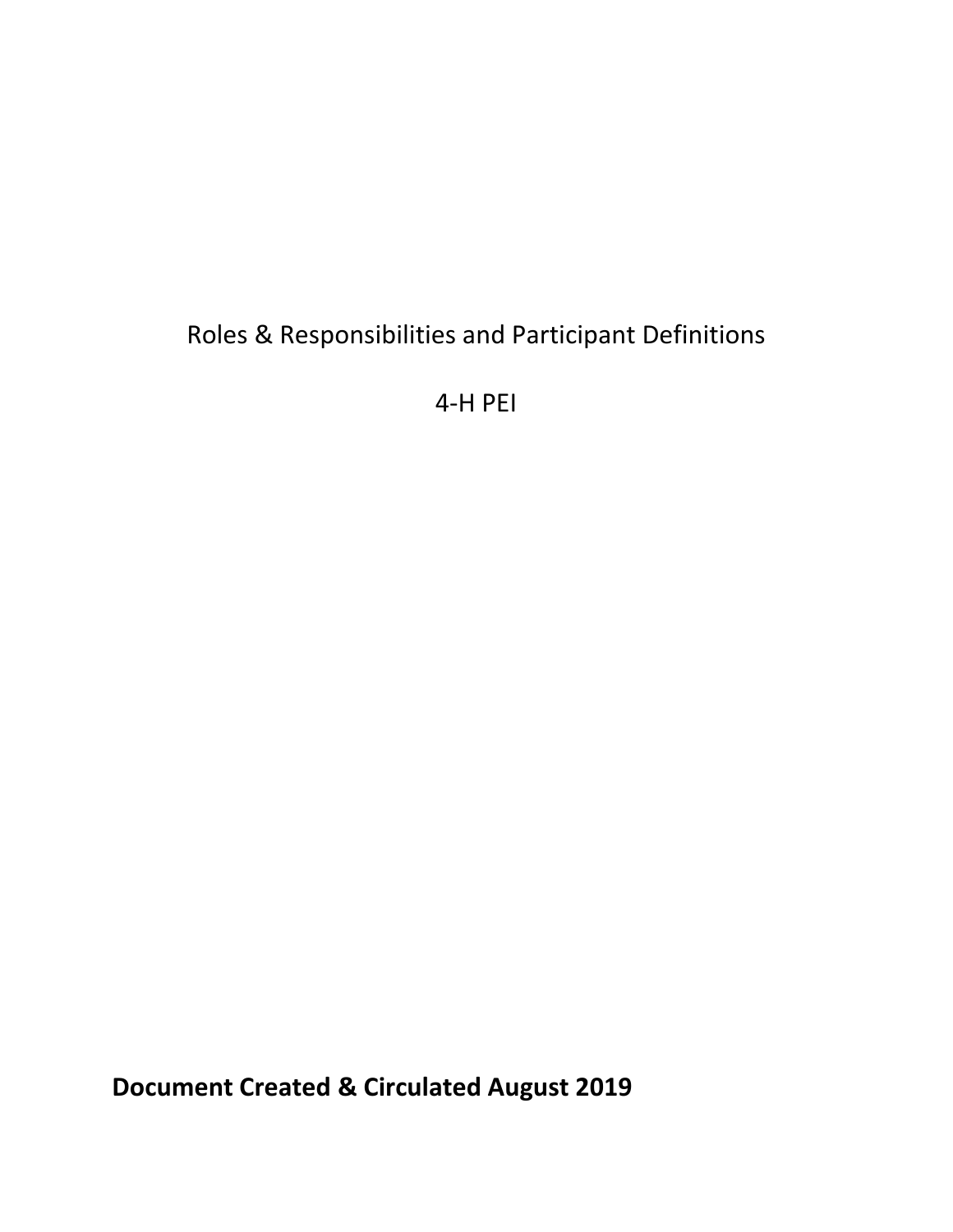# Roles & Responsibilities and Participant Definitions

# 4-H PEI

**Document Created & Circulated August 2019**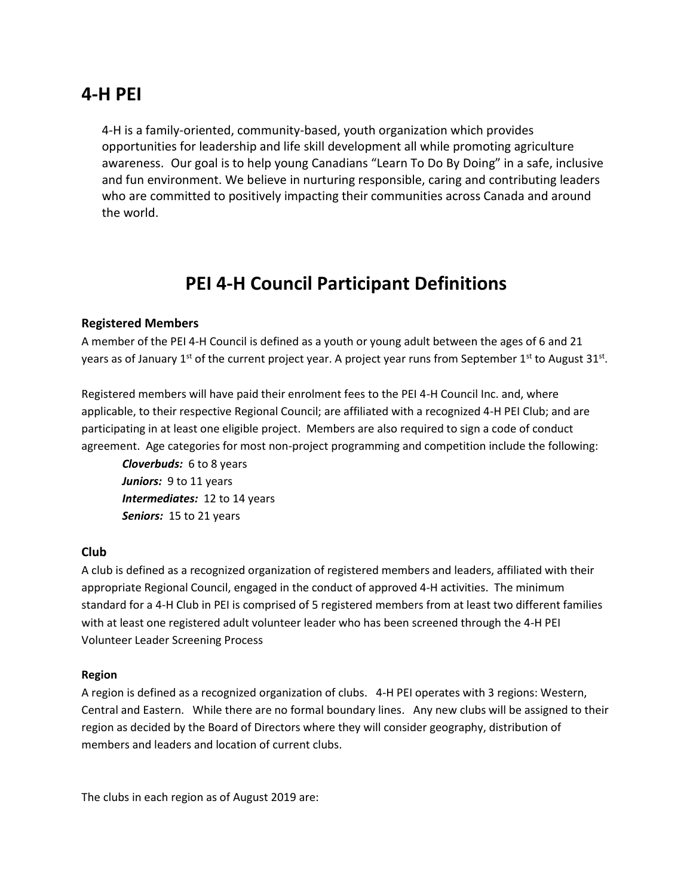## 4-H PEI

4-H is a family-oriented, community-based, youth organization which provides opportunities for leadership and life skill development all while promoting agriculture awareness. Our goal is to help young Canadians "Learn To Do By Doing" in a safe, inclusive and fun environment. We believe in nurturing responsible, caring and contributing leaders who are committed to positively impacting their communities across Canada and around the world.

# PEI 4-H Council Participant Definitions

### Registered Members

A member of the PEI 4-H Council is defined as a youth or young adult between the ages of 6 and 21 years as of January 1st of the current project year. A project year runs from September 1st to August 31st.

Registered members will have paid their enrolment fees to the PEI 4-H Council Inc. and, where applicable, to their respective Regional Council; are affiliated with a recognized 4-H PEI Club; and are participating in at least one eligible project. Members are also required to sign a code of conduct agreement. Age categories for most non-project programming and competition include the following:

- ***Cloverbuds:*** 6 to 8 years
- ***Juniors:*** 9 to 11 years
- ***Intermediates:*** 12 to 14 years
- ***Seniors:*** 15 to 21 years

### Club

A club is defined as a recognized organization of registered members and leaders, affiliated with their appropriate Regional Council, engaged in the conduct of approved 4-H activities. The minimum standard for a 4-H Club in PEI is comprised of 5 registered members from at least two different families with at least one registered adult volunteer leader who has been screened through the 4-H PEI Volunteer Leader Screening Process

### Region

A region is defined as a recognized organization of clubs. 4-H PEI operates with 3 regions: Western, Central and Eastern. While there are no formal boundary lines. Any new clubs will be assigned to their region as decided by the Board of Directors where they will consider geography, distribution of members and leaders and location of current clubs.

The clubs in each region as of August 2019 are: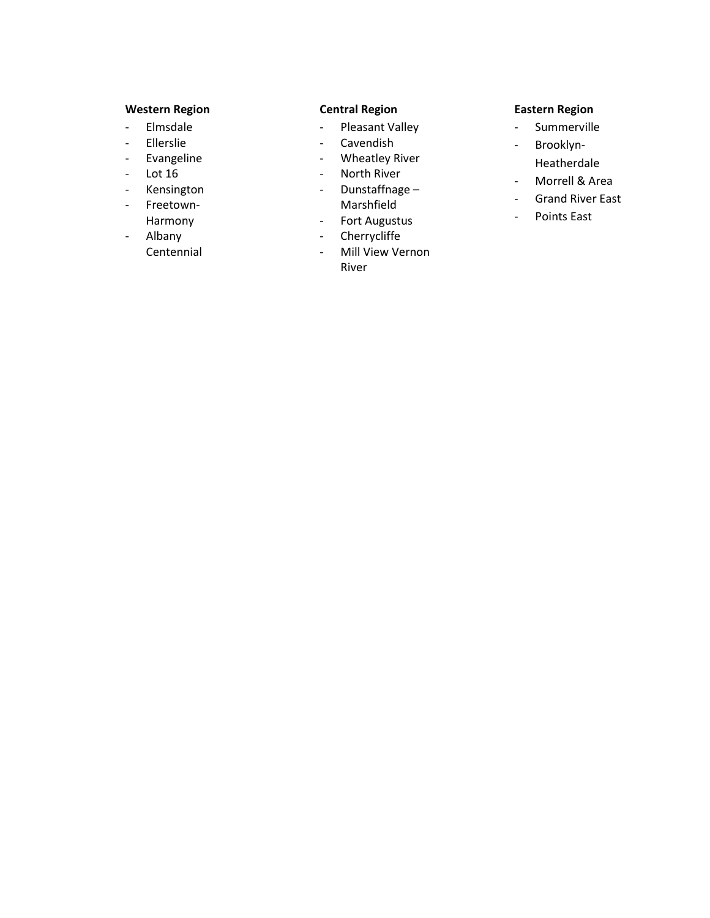**Western Region**

- Elmsdale
- Ellerslie
- Evangeline
- Lot 16
- Kensington
- Freetown-Harmony
- Albany Centennial

**Central Region**

- Pleasant Valley
- Cavendish
- Wheatley River
- North River
- Dunstaffnage – Marshfield
- Fort Augustus
- Cherrycliffe
- Mill View Vernon River

**Eastern Region**

- Summerville
- Brooklyn-Heatherdale
- Morrell & Area
- Grand River East
- Points East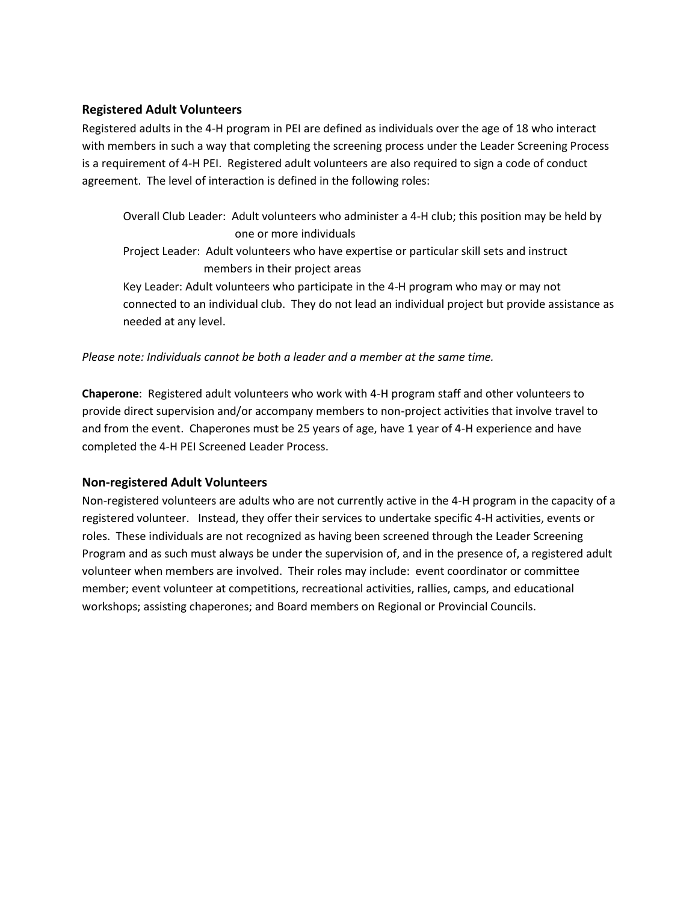### Registered Adult Volunteers

Registered adults in the 4-H program in PEI are defined as individuals over the age of 18 who interact with members in such a way that completing the screening process under the Leader Screening Process is a requirement of 4-H PEI. Registered adult volunteers are also required to sign a code of conduct agreement. The level of interaction is defined in the following roles:

> Overall Club Leader: Adult volunteers who administer a 4-H club; this position may be held by one or more individuals
>
> Project Leader: Adult volunteers who have expertise or particular skill sets and instruct members in their project areas
>
> Key Leader: Adult volunteers who participate in the 4-H program who may or may not connected to an individual club. They do not lead an individual project but provide assistance as needed at any level.

*Please note: Individuals cannot be both a leader and a member at the same time.*

**Chaperone**: Registered adult volunteers who work with 4-H program staff and other volunteers to provide direct supervision and/or accompany members to non-project activities that involve travel to and from the event. Chaperones must be 25 years of age, have 1 year of 4-H experience and have completed the 4-H PEI Screened Leader Process.

### Non-registered Adult Volunteers

Non-registered volunteers are adults who are not currently active in the 4-H program in the capacity of a registered volunteer. Instead, they offer their services to undertake specific 4-H activities, events or roles. These individuals are not recognized as having been screened through the Leader Screening Program and as such must always be under the supervision of, and in the presence of, a registered adult volunteer when members are involved. Their roles may include: event coordinator or committee member; event volunteer at competitions, recreational activities, rallies, camps, and educational workshops; assisting chaperones; and Board members on Regional or Provincial Councils.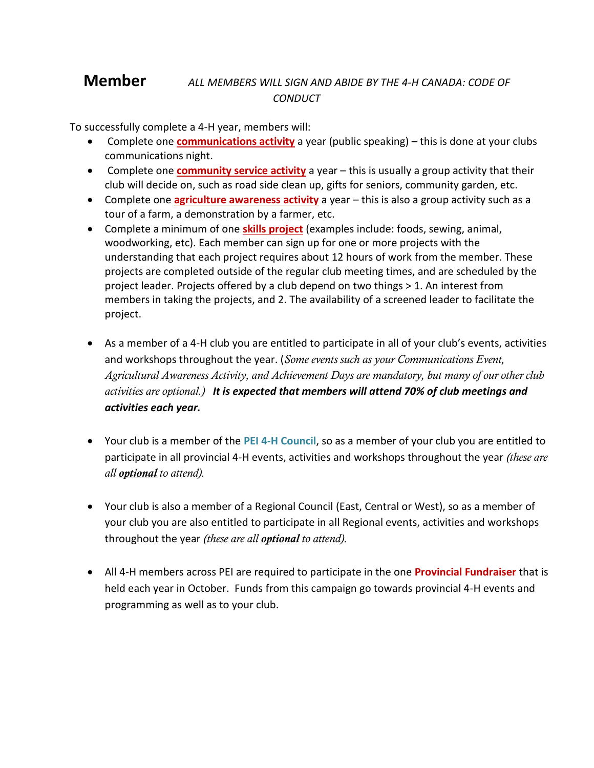## Member

*ALL MEMBERS WILL SIGN AND ABIDE BY THE 4-H CANADA: CODE OF CONDUCT*

To successfully complete a 4-H year, members will:

- Complete one **communications activity** a year (public speaking) – this is done at your clubs communications night.
- Complete one **community service activity** a year – this is usually a group activity that their club will decide on, such as road side clean up, gifts for seniors, community garden, etc.
- Complete one **agriculture awareness activity** a year – this is also a group activity such as a tour of a farm, a demonstration by a farmer, etc.
- Complete a minimum of one **skills project** (examples include: foods, sewing, animal, woodworking, etc). Each member can sign up for one or more projects with the understanding that each project requires about 12 hours of work from the member. These projects are completed outside of the regular club meeting times, and are scheduled by the project leader. Projects offered by a club depend on two things > 1. An interest from members in taking the projects, and 2. The availability of a screened leader to facilitate the project.

- As a member of a 4-H club you are entitled to participate in all of your club's events, activities and workshops throughout the year. (*Some events such as your Communications Event, Agricultural Awareness Activity, and Achievement Days are mandatory, but many of our other club activities are optional.)* ***It is expected that members will attend 70% of club meetings and activities each year.***

- Your club is a member of the **PEI 4-H Council**, so as a member of your club you are entitled to participate in all provincial 4-H events, activities and workshops throughout the year *(these are all **optional** to attend).*

- Your club is also a member of a Regional Council (East, Central or West), so as a member of your club you are also entitled to participate in all Regional events, activities and workshops throughout the year *(these are all **optional** to attend).*

- All 4-H members across PEI are required to participate in the one **Provincial Fundraiser** that is held each year in October. Funds from this campaign go towards provincial 4-H events and programming as well as to your club.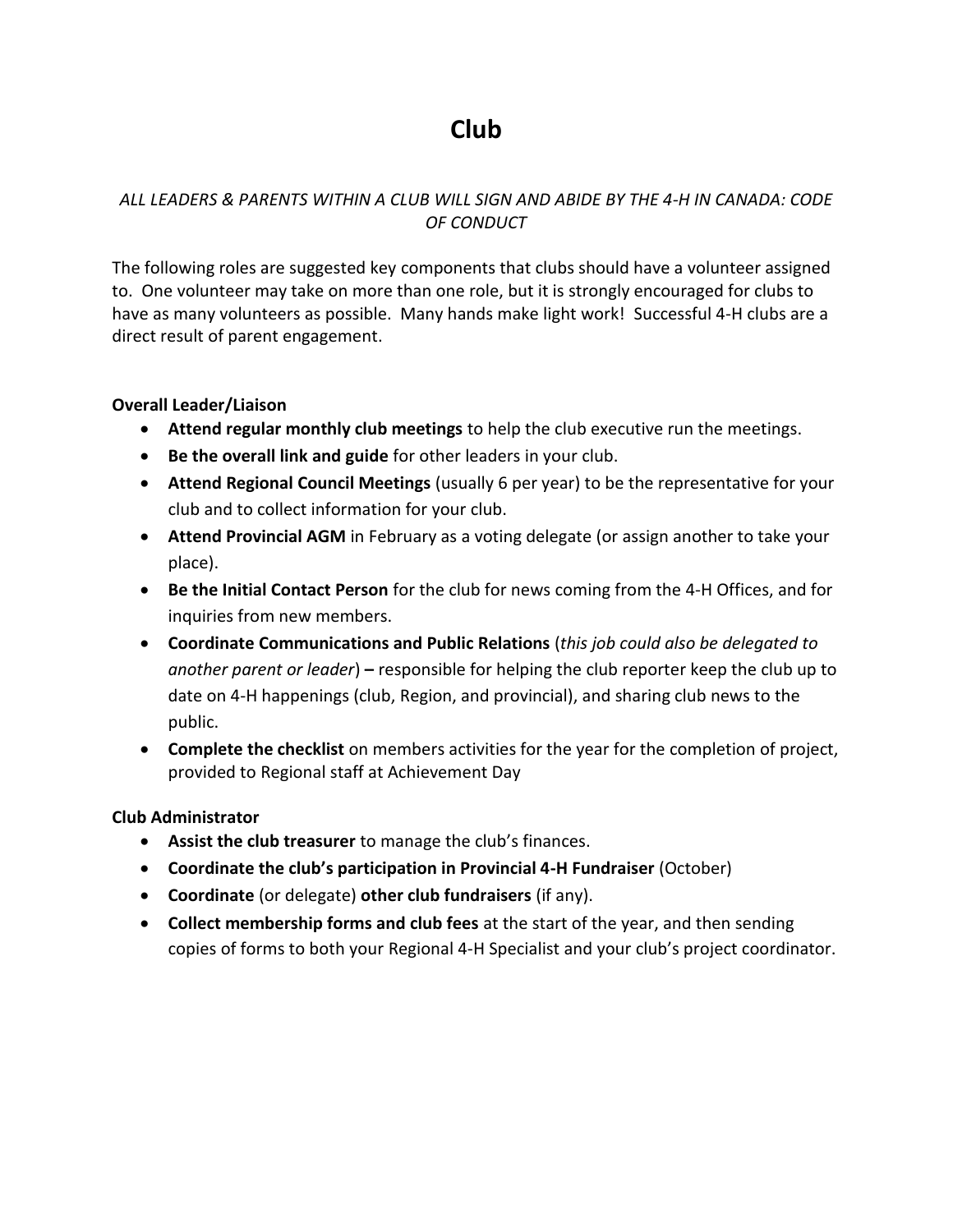# Club

*ALL LEADERS & PARENTS WITHIN A CLUB WILL SIGN AND ABIDE BY THE 4-H IN CANADA: CODE OF CONDUCT*

The following roles are suggested key components that clubs should have a volunteer assigned to. One volunteer may take on more than one role, but it is strongly encouraged for clubs to have as many volunteers as possible. Many hands make light work! Successful 4-H clubs are a direct result of parent engagement.

**Overall Leader/Liaison**

- **Attend regular monthly club meetings** to help the club executive run the meetings.
- **Be the overall link and guide** for other leaders in your club.
- **Attend Regional Council Meetings** (usually 6 per year) to be the representative for your club and to collect information for your club.
- **Attend Provincial AGM** in February as a voting delegate (or assign another to take your place).
- **Be the Initial Contact Person** for the club for news coming from the 4-H Offices, and for inquiries from new members.
- **Coordinate Communications and Public Relations** (*this job could also be delegated to another parent or leader*) **–** responsible for helping the club reporter keep the club up to date on 4-H happenings (club, Region, and provincial), and sharing club news to the public.
- **Complete the checklist** on members activities for the year for the completion of project, provided to Regional staff at Achievement Day

**Club Administrator**

- **Assist the club treasurer** to manage the club's finances.
- **Coordinate the club's participation in Provincial 4-H Fundraiser** (October)
- **Coordinate** (or delegate) **other club fundraisers** (if any).
- **Collect membership forms and club fees** at the start of the year, and then sending copies of forms to both your Regional 4-H Specialist and your club's project coordinator.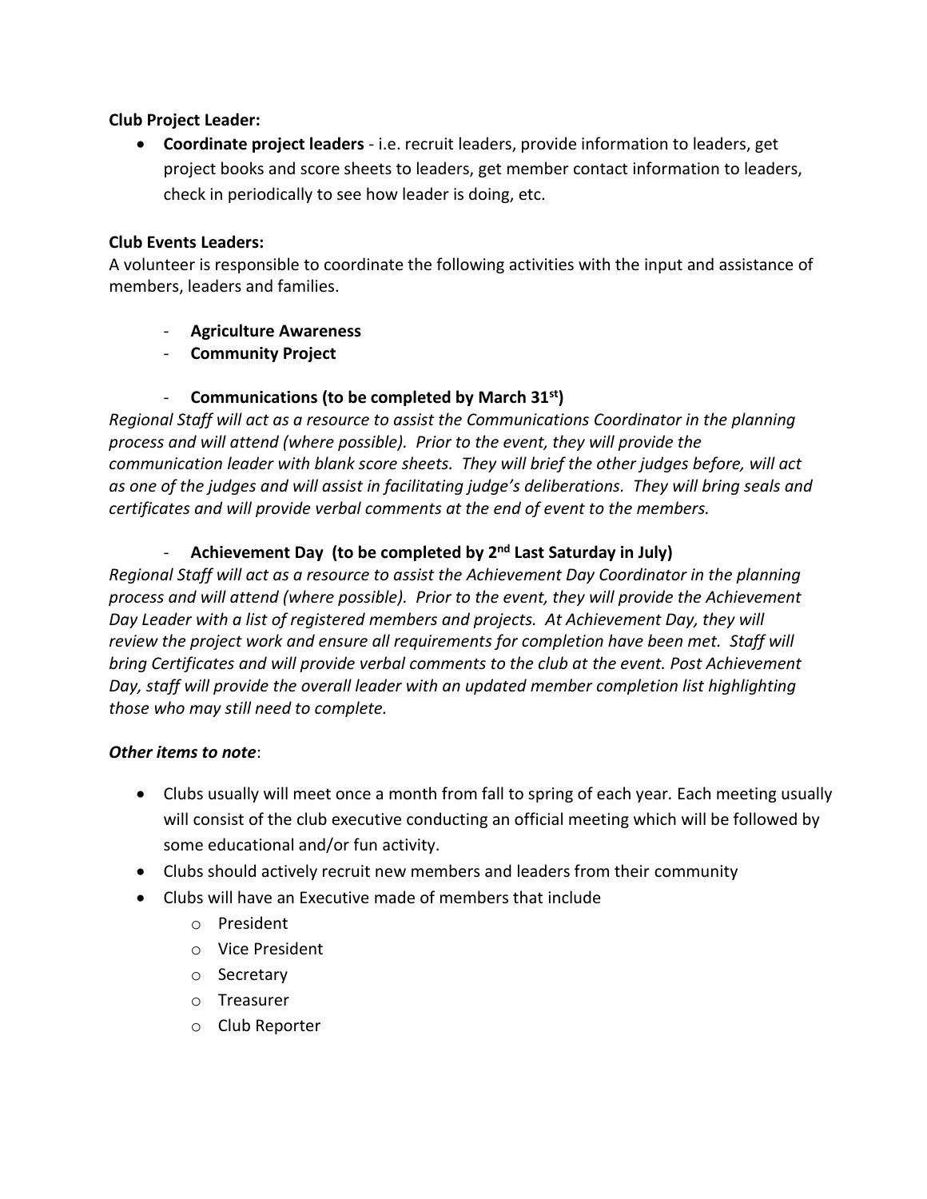**Club Project Leader:**

- **Coordinate project leaders** - i.e. recruit leaders, provide information to leaders, get project books and score sheets to leaders, get member contact information to leaders, check in periodically to see how leader is doing, etc.

**Club Events Leaders:**

A volunteer is responsible to coordinate the following activities with the input and assistance of members, leaders and families.

- **Agriculture Awareness**
- **Community Project**
- **Communications (to be completed by March 31st)**

*Regional Staff will act as a resource to assist the Communications Coordinator in the planning process and will attend (where possible). Prior to the event, they will provide the communication leader with blank score sheets. They will brief the other judges before, will act as one of the judges and will assist in facilitating judge's deliberations. They will bring seals and certificates and will provide verbal comments at the end of event to the members.*

- **Achievement Day (to be completed by 2nd Last Saturday in July)**

*Regional Staff will act as a resource to assist the Achievement Day Coordinator in the planning process and will attend (where possible). Prior to the event, they will provide the Achievement Day Leader with a list of registered members and projects. At Achievement Day, they will review the project work and ensure all requirements for completion have been met. Staff will bring Certificates and will provide verbal comments to the club at the event. Post Achievement Day, staff will provide the overall leader with an updated member completion list highlighting those who may still need to complete.*

***Other items to note***:

- Clubs usually will meet once a month from fall to spring of each year. Each meeting usually will consist of the club executive conducting an official meeting which will be followed by some educational and/or fun activity.
- Clubs should actively recruit new members and leaders from their community
- Clubs will have an Executive made of members that include
  - President
  - Vice President
  - Secretary
  - Treasurer
  - Club Reporter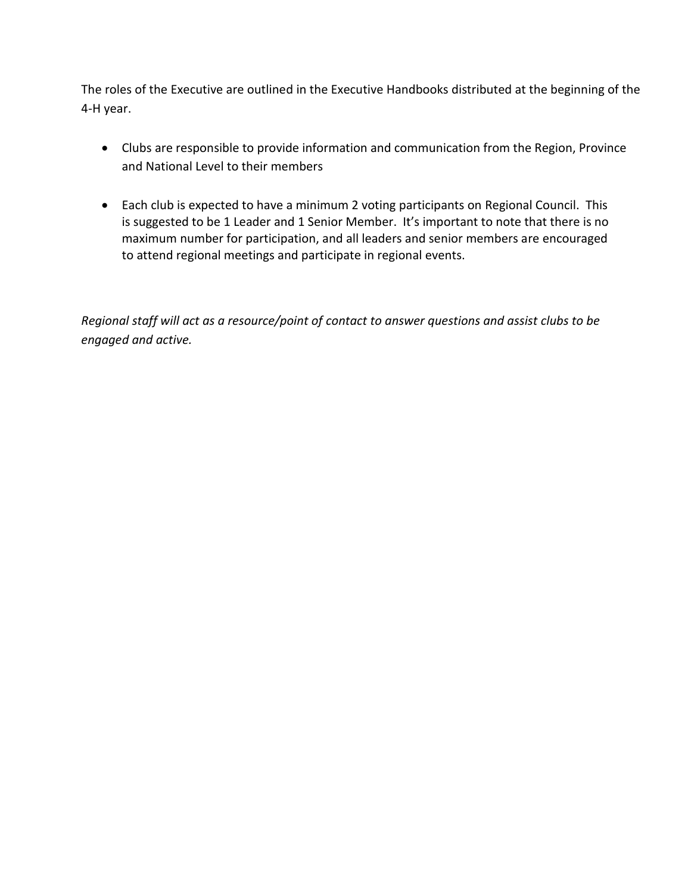The roles of the Executive are outlined in the Executive Handbooks distributed at the beginning of the 4-H year.

- Clubs are responsible to provide information and communication from the Region, Province and National Level to their members

- Each club is expected to have a minimum 2 voting participants on Regional Council. This is suggested to be 1 Leader and 1 Senior Member. It's important to note that there is no maximum number for participation, and all leaders and senior members are encouraged to attend regional meetings and participate in regional events.

*Regional staff will act as a resource/point of contact to answer questions and assist clubs to be engaged and active.*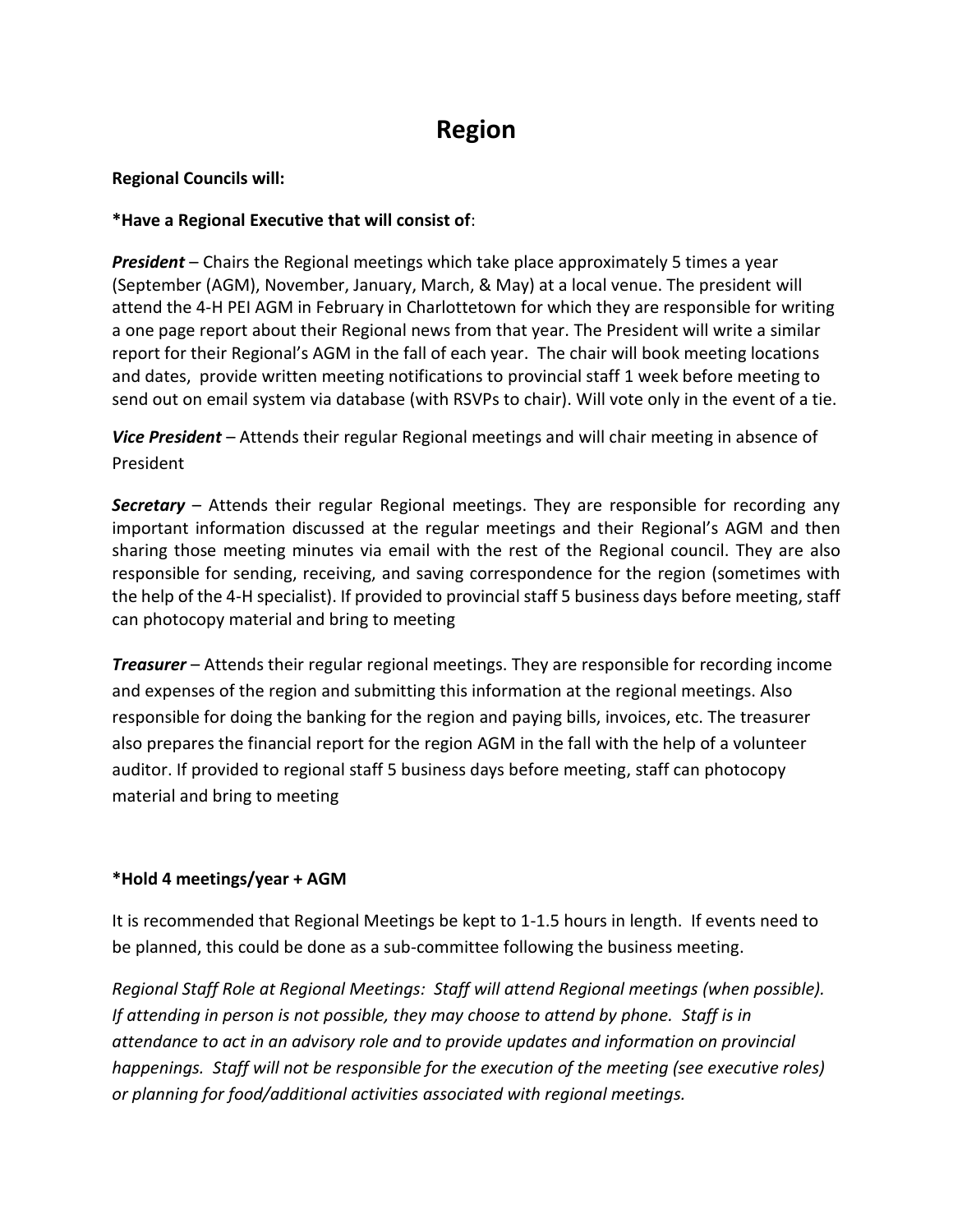# Region

**Regional Councils will:**

**\*Have a Regional Executive that will consist of**:

***President*** – Chairs the Regional meetings which take place approximately 5 times a year (September (AGM), November, January, March, & May) at a local venue. The president will attend the 4-H PEI AGM in February in Charlottetown for which they are responsible for writing a one page report about their Regional news from that year. The President will write a similar report for their Regional's AGM in the fall of each year. The chair will book meeting locations and dates, provide written meeting notifications to provincial staff 1 week before meeting to send out on email system via database (with RSVPs to chair). Will vote only in the event of a tie.

***Vice President*** – Attends their regular Regional meetings and will chair meeting in absence of President

***Secretary*** – Attends their regular Regional meetings. They are responsible for recording any important information discussed at the regular meetings and their Regional's AGM and then sharing those meeting minutes via email with the rest of the Regional council. They are also responsible for sending, receiving, and saving correspondence for the region (sometimes with the help of the 4-H specialist). If provided to provincial staff 5 business days before meeting, staff can photocopy material and bring to meeting

***Treasurer*** – Attends their regular regional meetings. They are responsible for recording income and expenses of the region and submitting this information at the regional meetings. Also responsible for doing the banking for the region and paying bills, invoices, etc. The treasurer also prepares the financial report for the region AGM in the fall with the help of a volunteer auditor. If provided to regional staff 5 business days before meeting, staff can photocopy material and bring to meeting

**\*Hold 4 meetings/year + AGM**

It is recommended that Regional Meetings be kept to 1-1.5 hours in length. If events need to be planned, this could be done as a sub-committee following the business meeting.

*Regional Staff Role at Regional Meetings: Staff will attend Regional meetings (when possible). If attending in person is not possible, they may choose to attend by phone. Staff is in attendance to act in an advisory role and to provide updates and information on provincial happenings. Staff will not be responsible for the execution of the meeting (see executive roles) or planning for food/additional activities associated with regional meetings.*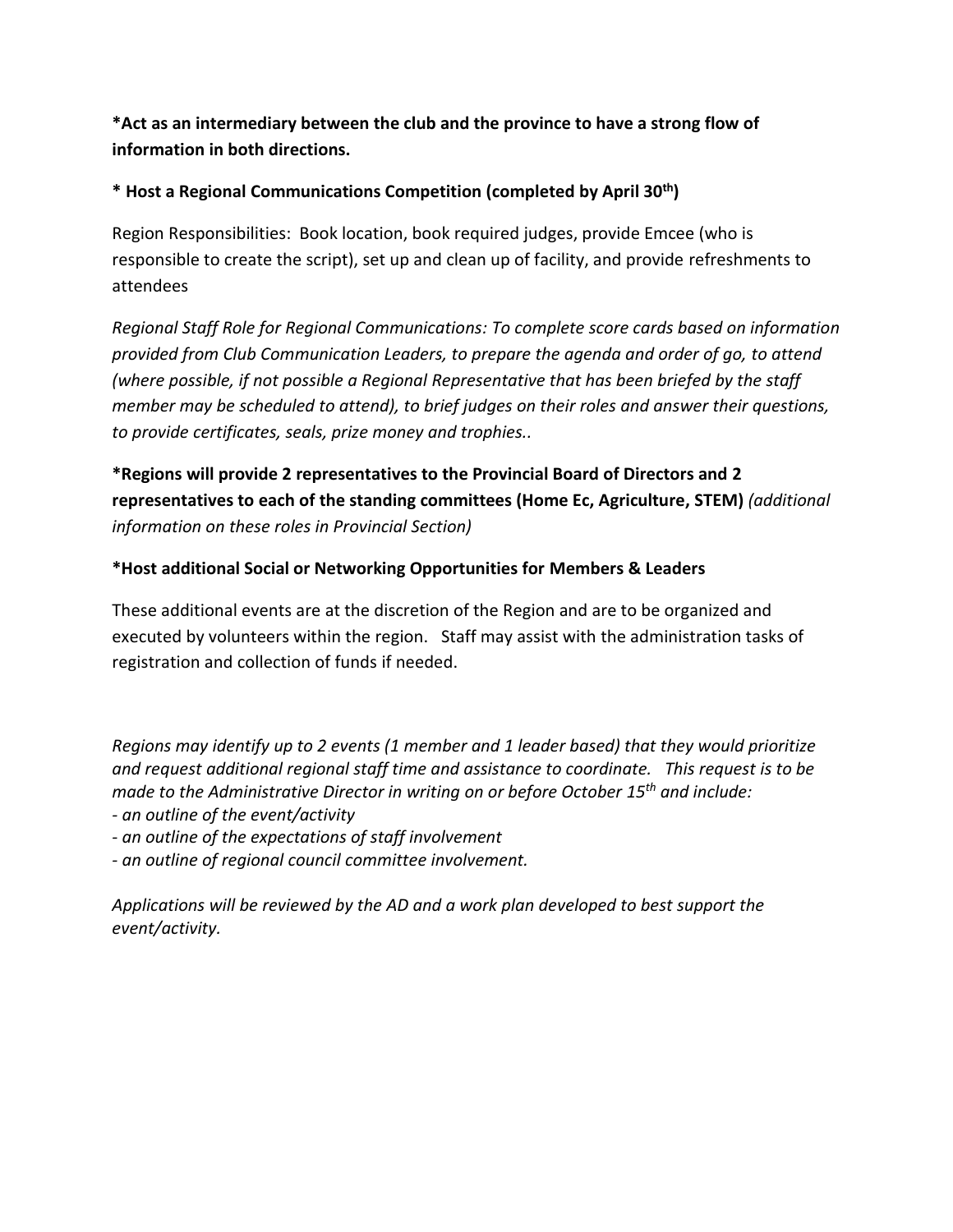**\*Act as an intermediary between the club and the province to have a strong flow of information in both directions.**

**\* Host a Regional Communications Competition (completed by April 30th)**

Region Responsibilities: Book location, book required judges, provide Emcee (who is responsible to create the script), set up and clean up of facility, and provide refreshments to attendees

*Regional Staff Role for Regional Communications: To complete score cards based on information provided from Club Communication Leaders, to prepare the agenda and order of go, to attend (where possible, if not possible a Regional Representative that has been briefed by the staff member may be scheduled to attend), to brief judges on their roles and answer their questions, to provide certificates, seals, prize money and trophies..*

**\*Regions will provide 2 representatives to the Provincial Board of Directors and 2 representatives to each of the standing committees (Home Ec, Agriculture, STEM)** *(additional information on these roles in Provincial Section)*

**\*Host additional Social or Networking Opportunities for Members & Leaders**

These additional events are at the discretion of the Region and are to be organized and executed by volunteers within the region. Staff may assist with the administration tasks of registration and collection of funds if needed.

*Regions may identify up to 2 events (1 member and 1 leader based) that they would prioritize and request additional regional staff time and assistance to coordinate. This request is to be made to the Administrative Director in writing on or before October 15th and include:*
*- an outline of the event/activity*
*- an outline of the expectations of staff involvement*
*- an outline of regional council committee involvement.*

*Applications will be reviewed by the AD and a work plan developed to best support the event/activity.*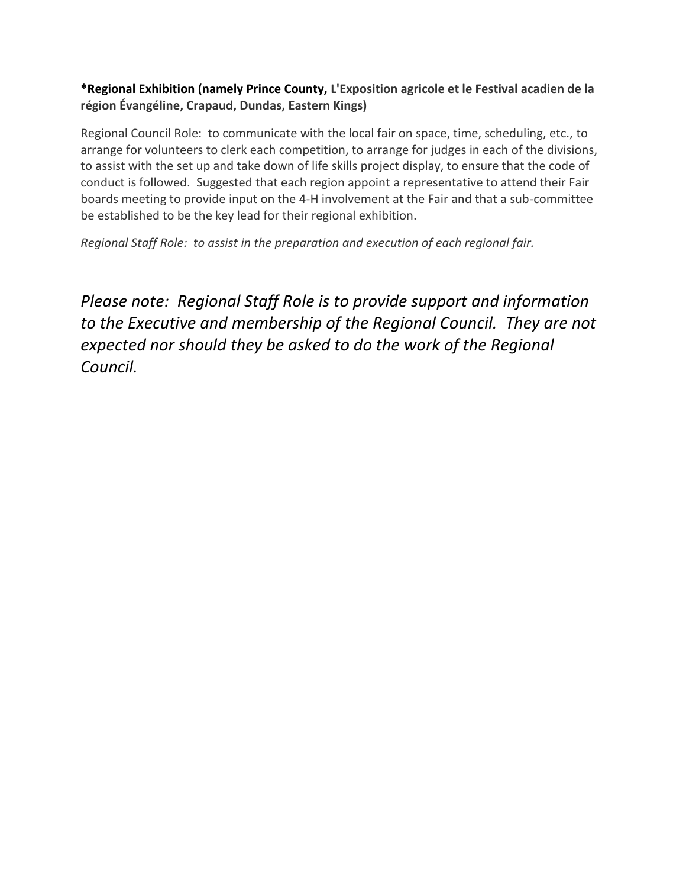**\*Regional Exhibition (namely Prince County, L'Exposition agricole et le Festival acadien de la région Évangéline, Crapaud, Dundas, Eastern Kings)**

Regional Council Role: to communicate with the local fair on space, time, scheduling, etc., to arrange for volunteers to clerk each competition, to arrange for judges in each of the divisions, to assist with the set up and take down of life skills project display, to ensure that the code of conduct is followed. Suggested that each region appoint a representative to attend their Fair boards meeting to provide input on the 4-H involvement at the Fair and that a sub-committee be established to be the key lead for their regional exhibition.

*Regional Staff Role: to assist in the preparation and execution of each regional fair.*

*Please note: Regional Staff Role is to provide support and information to the Executive and membership of the Regional Council. They are not expected nor should they be asked to do the work of the Regional Council.*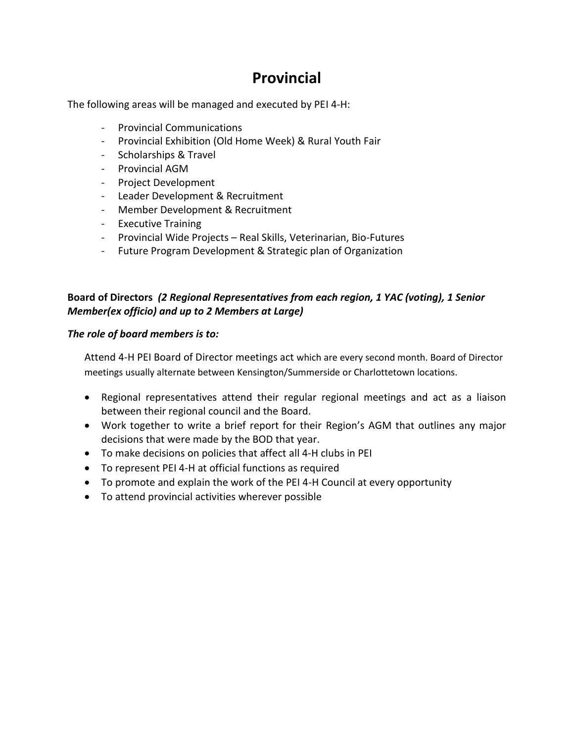# Provincial

The following areas will be managed and executed by PEI 4-H:

- Provincial Communications
- Provincial Exhibition (Old Home Week) & Rural Youth Fair
- Scholarships & Travel
- Provincial AGM
- Project Development
- Leader Development & Recruitment
- Member Development & Recruitment
- Executive Training
- Provincial Wide Projects – Real Skills, Veterinarian, Bio-Futures
- Future Program Development & Strategic plan of Organization

**Board of Directors** ***(2 Regional Representatives from each region, 1 YAC (voting), 1 Senior Member(ex officio) and up to 2 Members at Large)***

***The role of board members is to:***

Attend 4-H PEI Board of Director meetings act which are every second month. Board of Director meetings usually alternate between Kensington/Summerside or Charlottetown locations.

- Regional representatives attend their regular regional meetings and act as a liaison between their regional council and the Board.
- Work together to write a brief report for their Region's AGM that outlines any major decisions that were made by the BOD that year.
- To make decisions on policies that affect all 4-H clubs in PEI
- To represent PEI 4-H at official functions as required
- To promote and explain the work of the PEI 4-H Council at every opportunity
- To attend provincial activities wherever possible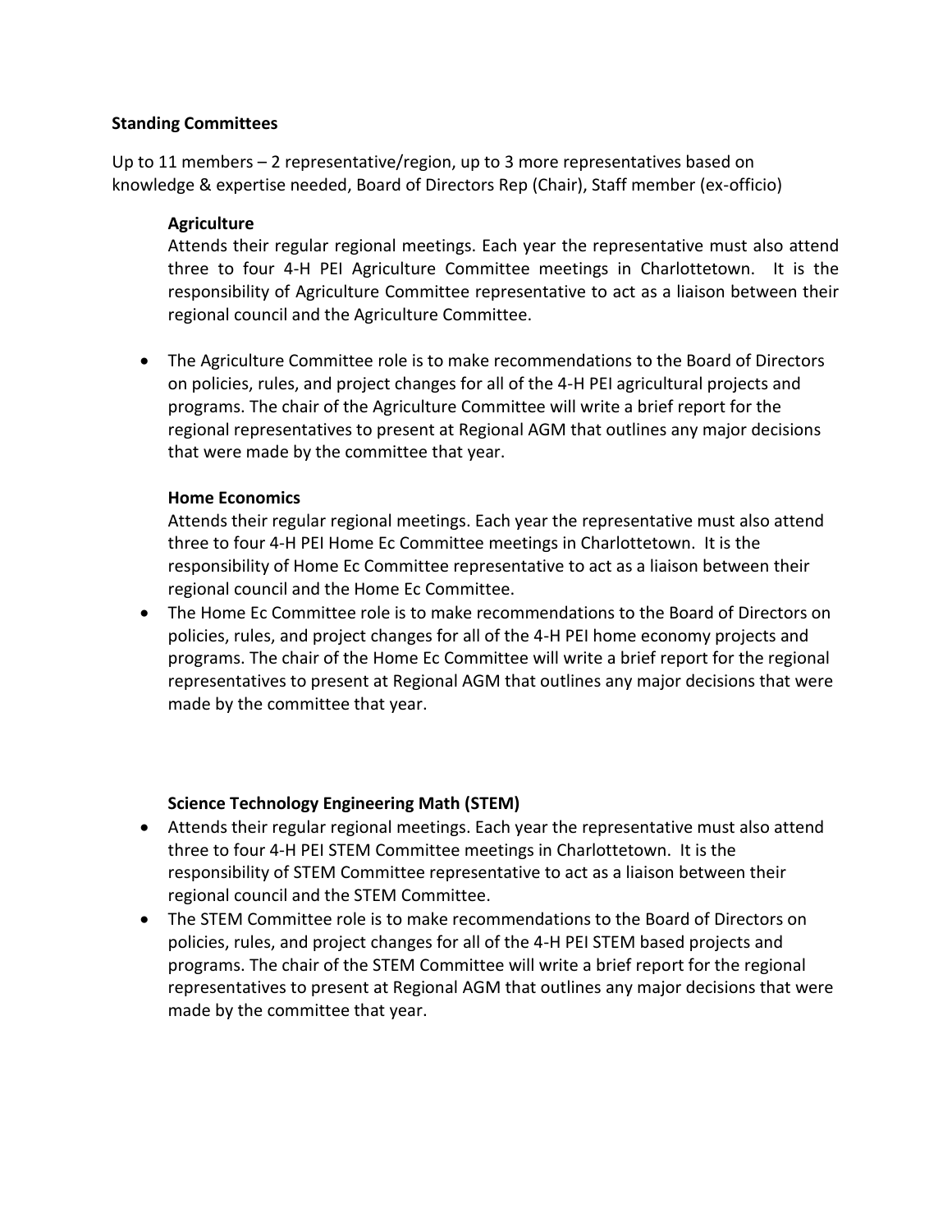**Standing Committees**

Up to 11 members – 2 representative/region, up to 3 more representatives based on knowledge & expertise needed, Board of Directors Rep (Chair), Staff member (ex-officio)

**Agriculture**

Attends their regular regional meetings. Each year the representative must also attend three to four 4-H PEI Agriculture Committee meetings in Charlottetown. It is the responsibility of Agriculture Committee representative to act as a liaison between their regional council and the Agriculture Committee.

- The Agriculture Committee role is to make recommendations to the Board of Directors on policies, rules, and project changes for all of the 4-H PEI agricultural projects and programs. The chair of the Agriculture Committee will write a brief report for the regional representatives to present at Regional AGM that outlines any major decisions that were made by the committee that year.

**Home Economics**

Attends their regular regional meetings. Each year the representative must also attend three to four 4-H PEI Home Ec Committee meetings in Charlottetown. It is the responsibility of Home Ec Committee representative to act as a liaison between their regional council and the Home Ec Committee.

- The Home Ec Committee role is to make recommendations to the Board of Directors on policies, rules, and project changes for all of the 4-H PEI home economy projects and programs. The chair of the Home Ec Committee will write a brief report for the regional representatives to present at Regional AGM that outlines any major decisions that were made by the committee that year.

**Science Technology Engineering Math (STEM)**

- Attends their regular regional meetings. Each year the representative must also attend three to four 4-H PEI STEM Committee meetings in Charlottetown. It is the responsibility of STEM Committee representative to act as a liaison between their regional council and the STEM Committee.
- The STEM Committee role is to make recommendations to the Board of Directors on policies, rules, and project changes for all of the 4-H PEI STEM based projects and programs. The chair of the STEM Committee will write a brief report for the regional representatives to present at Regional AGM that outlines any major decisions that were made by the committee that year.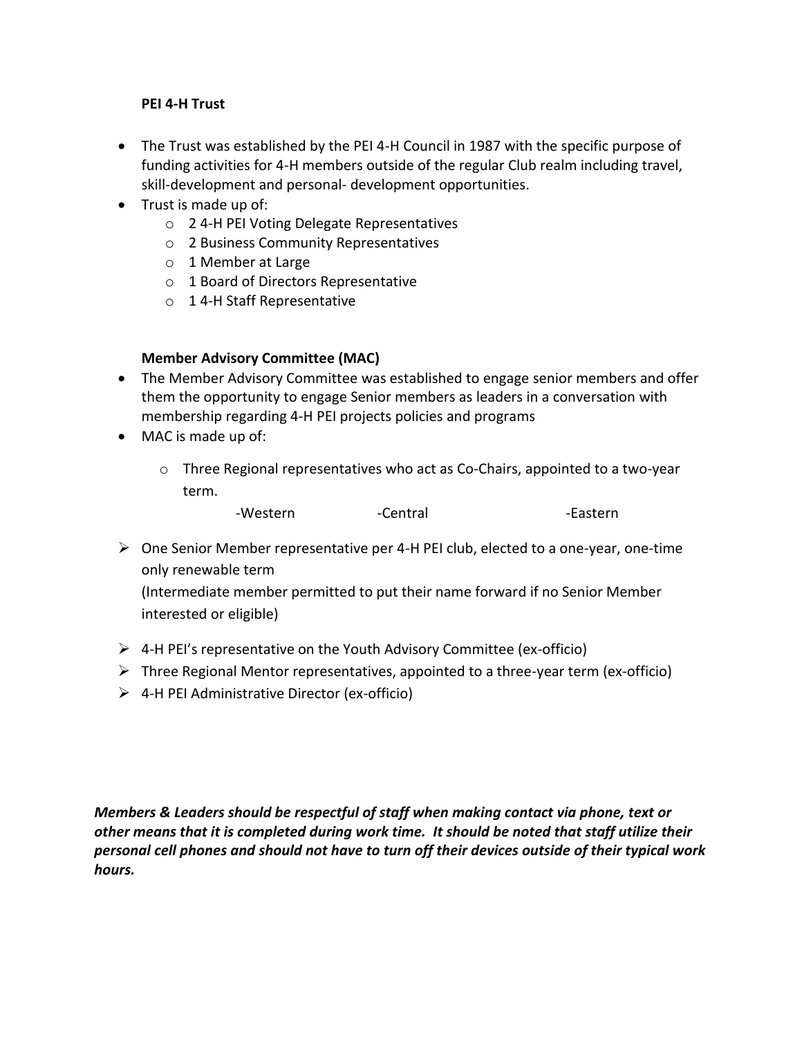**PEI 4-H Trust**

- The Trust was established by the PEI 4-H Council in 1987 with the specific purpose of funding activities for 4-H members outside of the regular Club realm including travel, skill-development and personal- development opportunities.
- Trust is made up of:
  - 2 4-H PEI Voting Delegate Representatives
  - 2 Business Community Representatives
  - 1 Member at Large
  - 1 Board of Directors Representative
  - 1 4-H Staff Representative

**Member Advisory Committee (MAC)**

- The Member Advisory Committee was established to engage senior members and offer them the opportunity to engage Senior members as leaders in a conversation with membership regarding 4-H PEI projects policies and programs
- MAC is made up of:
  - Three Regional representatives who act as Co-Chairs, appointed to a two-year term.

    -Western -Central -Eastern

- One Senior Member representative per 4-H PEI club, elected to a one-year, one-time only renewable term
  (Intermediate member permitted to put their name forward if no Senior Member interested or eligible)
- 4-H PEI's representative on the Youth Advisory Committee (ex-officio)
- Three Regional Mentor representatives, appointed to a three-year term (ex-officio)
- 4-H PEI Administrative Director (ex-officio)

***Members & Leaders should be respectful of staff when making contact via phone, text or other means that it is completed during work time. It should be noted that staff utilize their personal cell phones and should not have to turn off their devices outside of their typical work hours.***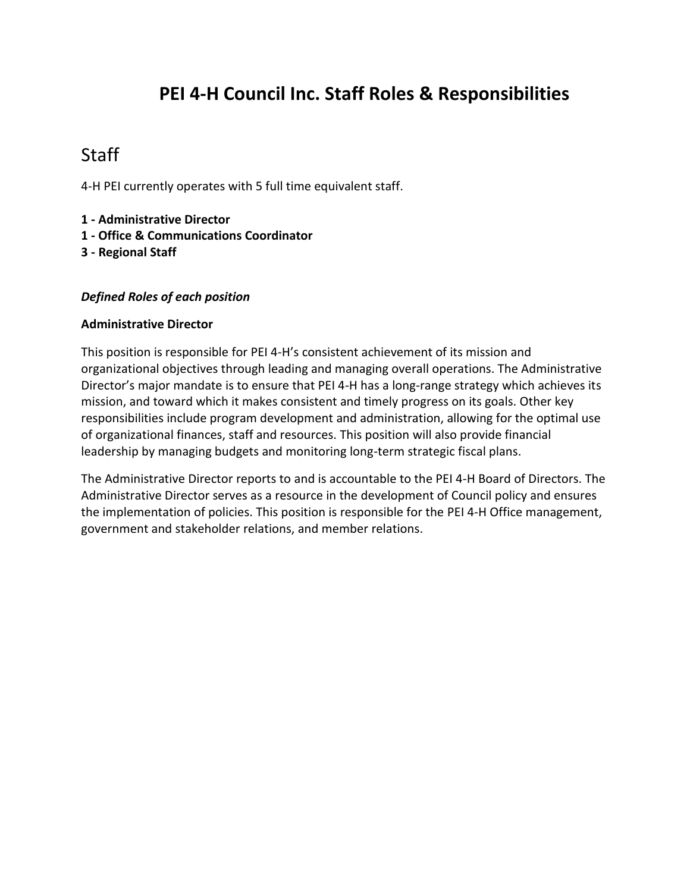# PEI 4-H Council Inc. Staff Roles & Responsibilities

## Staff

4-H PEI currently operates with 5 full time equivalent staff.

**1 - Administrative Director**
**1 - Office & Communications Coordinator**
**3 - Regional Staff**

***Defined Roles of each position***

**Administrative Director**

This position is responsible for PEI 4-H's consistent achievement of its mission and organizational objectives through leading and managing overall operations. The Administrative Director's major mandate is to ensure that PEI 4-H has a long-range strategy which achieves its mission, and toward which it makes consistent and timely progress on its goals. Other key responsibilities include program development and administration, allowing for the optimal use of organizational finances, staff and resources. This position will also provide financial leadership by managing budgets and monitoring long-term strategic fiscal plans.

The Administrative Director reports to and is accountable to the PEI 4-H Board of Directors. The Administrative Director serves as a resource in the development of Council policy and ensures the implementation of policies. This position is responsible for the PEI 4-H Office management, government and stakeholder relations, and member relations.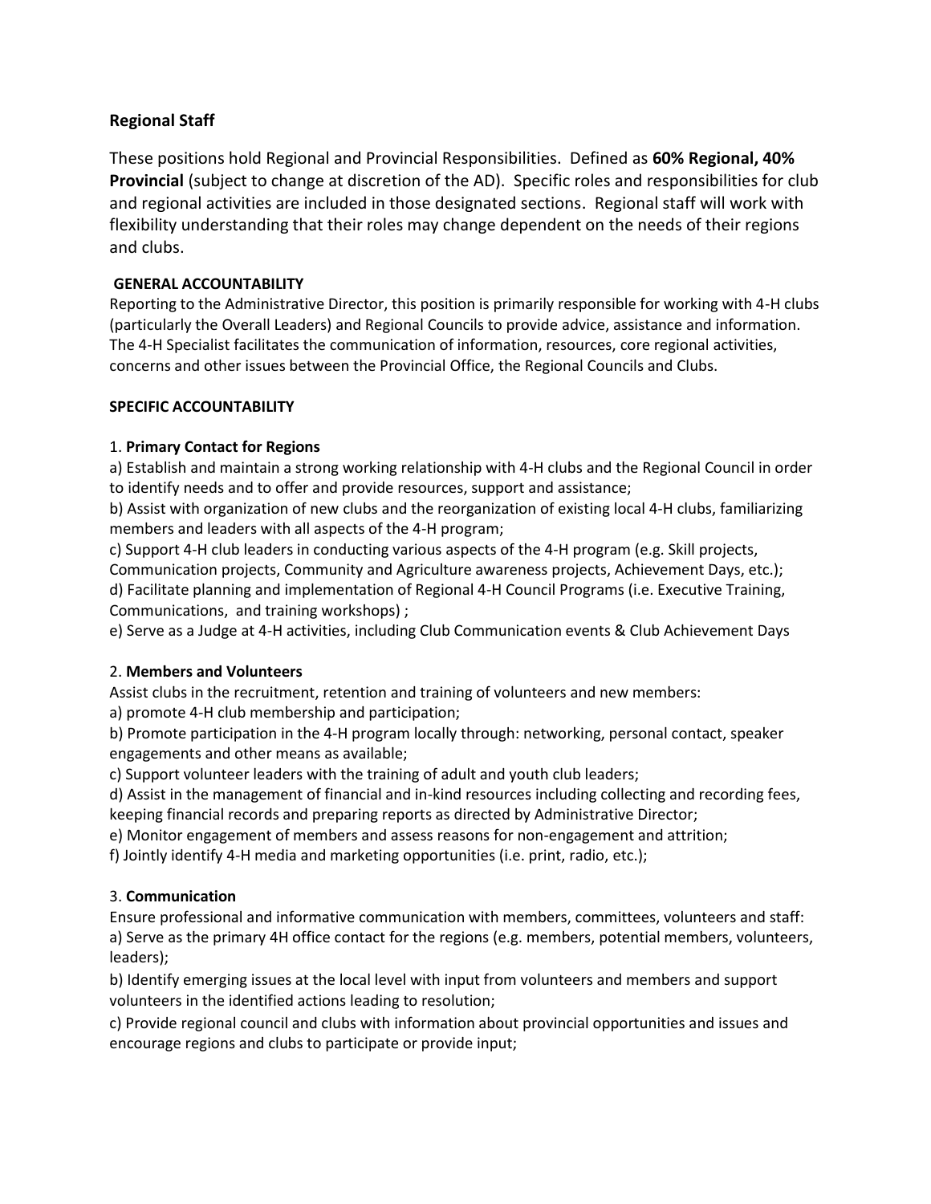## Regional Staff

These positions hold Regional and Provincial Responsibilities. Defined as **60% Regional, 40% Provincial** (subject to change at discretion of the AD). Specific roles and responsibilities for club and regional activities are included in those designated sections. Regional staff will work with flexibility understanding that their roles may change dependent on the needs of their regions and clubs.

**GENERAL ACCOUNTABILITY**

Reporting to the Administrative Director, this position is primarily responsible for working with 4-H clubs (particularly the Overall Leaders) and Regional Councils to provide advice, assistance and information. The 4-H Specialist facilitates the communication of information, resources, core regional activities, concerns and other issues between the Provincial Office, the Regional Councils and Clubs.

**SPECIFIC ACCOUNTABILITY**

1. **Primary Contact for Regions**

a) Establish and maintain a strong working relationship with 4-H clubs and the Regional Council in order to identify needs and to offer and provide resources, support and assistance;

b) Assist with organization of new clubs and the reorganization of existing local 4-H clubs, familiarizing members and leaders with all aspects of the 4-H program;

c) Support 4-H club leaders in conducting various aspects of the 4-H program (e.g. Skill projects, Communication projects, Community and Agriculture awareness projects, Achievement Days, etc.);

d) Facilitate planning and implementation of Regional 4-H Council Programs (i.e. Executive Training, Communications, and training workshops) ;

e) Serve as a Judge at 4-H activities, including Club Communication events & Club Achievement Days

2. **Members and Volunteers**

Assist clubs in the recruitment, retention and training of volunteers and new members:

a) promote 4-H club membership and participation;

b) Promote participation in the 4-H program locally through: networking, personal contact, speaker engagements and other means as available;

c) Support volunteer leaders with the training of adult and youth club leaders;

d) Assist in the management of financial and in-kind resources including collecting and recording fees, keeping financial records and preparing reports as directed by Administrative Director;

e) Monitor engagement of members and assess reasons for non-engagement and attrition;

f) Jointly identify 4-H media and marketing opportunities (i.e. print, radio, etc.);

3. **Communication**

Ensure professional and informative communication with members, committees, volunteers and staff:

a) Serve as the primary 4H office contact for the regions (e.g. members, potential members, volunteers, leaders);

b) Identify emerging issues at the local level with input from volunteers and members and support volunteers in the identified actions leading to resolution;

c) Provide regional council and clubs with information about provincial opportunities and issues and encourage regions and clubs to participate or provide input;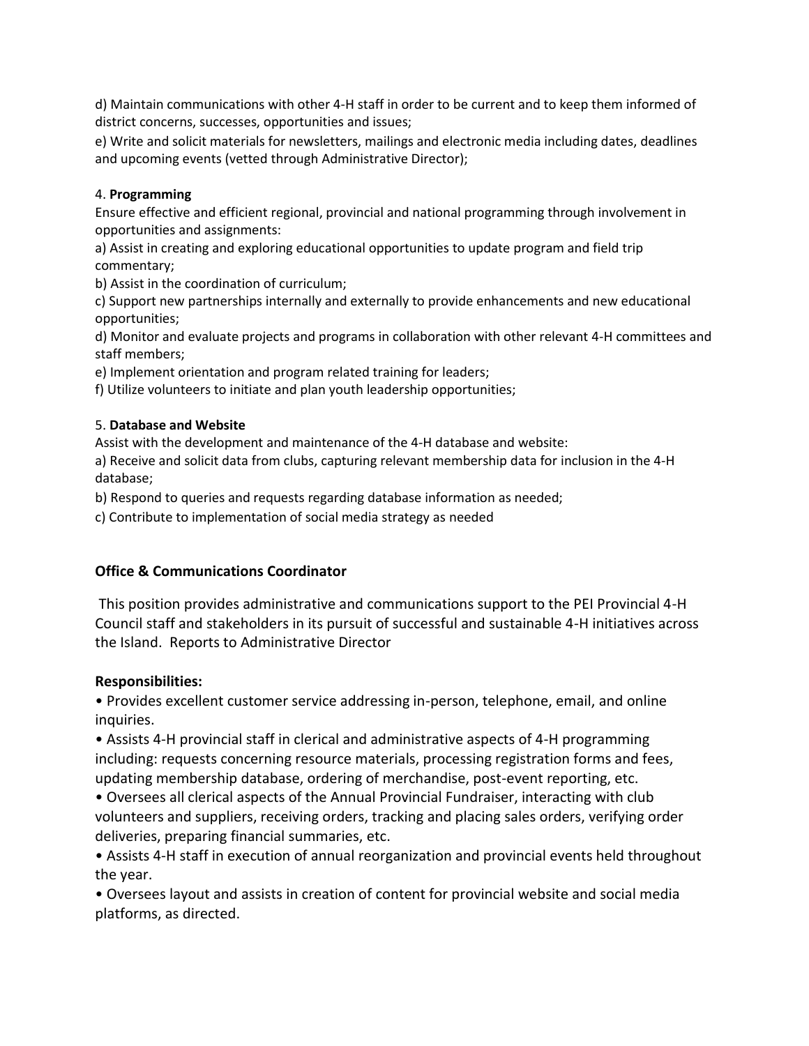d) Maintain communications with other 4-H staff in order to be current and to keep them informed of district concerns, successes, opportunities and issues;

e) Write and solicit materials for newsletters, mailings and electronic media including dates, deadlines and upcoming events (vetted through Administrative Director);

4. **Programming**

Ensure effective and efficient regional, provincial and national programming through involvement in opportunities and assignments:

a) Assist in creating and exploring educational opportunities to update program and field trip commentary;

b) Assist in the coordination of curriculum;

c) Support new partnerships internally and externally to provide enhancements and new educational opportunities;

d) Monitor and evaluate projects and programs in collaboration with other relevant 4-H committees and staff members;

e) Implement orientation and program related training for leaders;

f) Utilize volunteers to initiate and plan youth leadership opportunities;

5. **Database and Website**

Assist with the development and maintenance of the 4-H database and website:

a) Receive and solicit data from clubs, capturing relevant membership data for inclusion in the 4-H database;

b) Respond to queries and requests regarding database information as needed;

c) Contribute to implementation of social media strategy as needed

### Office & Communications Coordinator

This position provides administrative and communications support to the PEI Provincial 4-H Council staff and stakeholders in its pursuit of successful and sustainable 4-H initiatives across the Island. Reports to Administrative Director

**Responsibilities:**

- Provides excellent customer service addressing in-person, telephone, email, and online inquiries.
- Assists 4-H provincial staff in clerical and administrative aspects of 4-H programming including: requests concerning resource materials, processing registration forms and fees, updating membership database, ordering of merchandise, post-event reporting, etc.
- Oversees all clerical aspects of the Annual Provincial Fundraiser, interacting with club volunteers and suppliers, receiving orders, tracking and placing sales orders, verifying order deliveries, preparing financial summaries, etc.
- Assists 4-H staff in execution of annual reorganization and provincial events held throughout the year.
- Oversees layout and assists in creation of content for provincial website and social media platforms, as directed.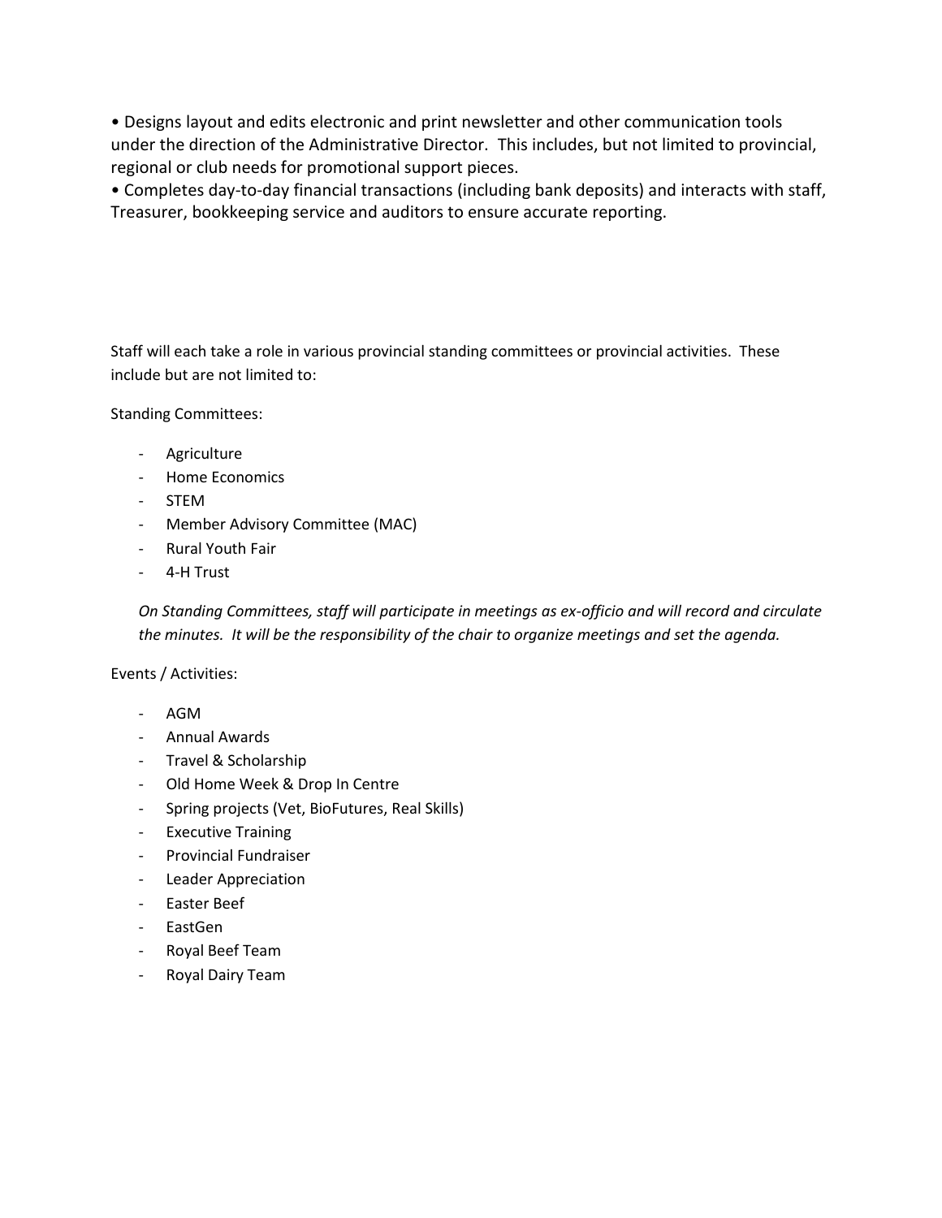• Designs layout and edits electronic and print newsletter and other communication tools under the direction of the Administrative Director. This includes, but not limited to provincial, regional or club needs for promotional support pieces.
• Completes day-to-day financial transactions (including bank deposits) and interacts with staff, Treasurer, bookkeeping service and auditors to ensure accurate reporting.

Staff will each take a role in various provincial standing committees or provincial activities. These include but are not limited to:

Standing Committees:

- Agriculture
- Home Economics
- STEM
- Member Advisory Committee (MAC)
- Rural Youth Fair
- 4-H Trust

*On Standing Committees, staff will participate in meetings as ex-officio and will record and circulate the minutes. It will be the responsibility of the chair to organize meetings and set the agenda.*

Events / Activities:

- AGM
- Annual Awards
- Travel & Scholarship
- Old Home Week & Drop In Centre
- Spring projects (Vet, BioFutures, Real Skills)
- Executive Training
- Provincial Fundraiser
- Leader Appreciation
- Easter Beef
- EastGen
- Royal Beef Team
- Royal Dairy Team